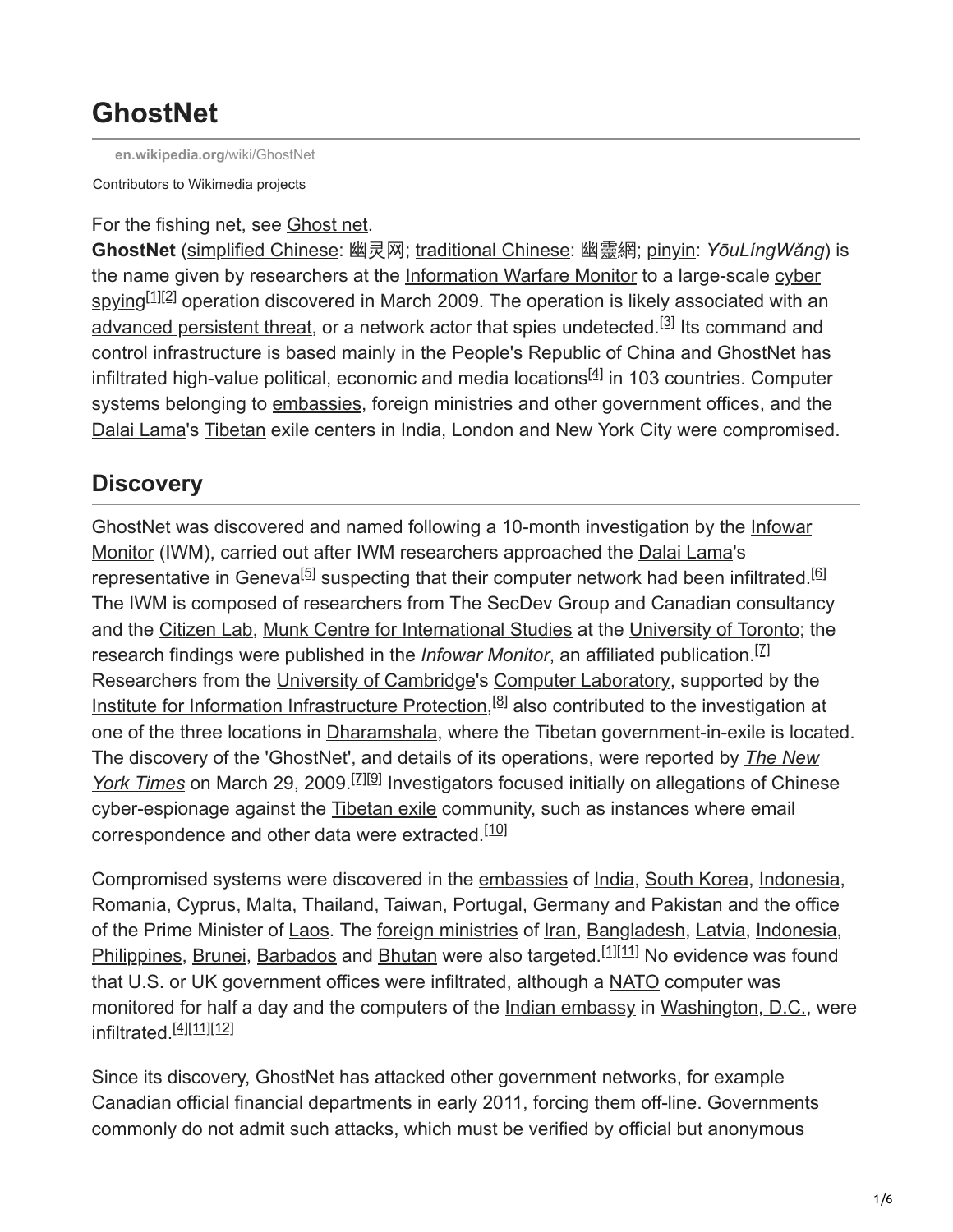# GhostNet

en.wikipedia.org/wiki/GhostNet

Contributors to Wikimedia projects

For the fishing net, see Ghost net.

**GhostNet** (simplified Chinese: 幽灵网; traditional Chinese: 幽靈網; pinyin: *YōuLíngWǎng*) is the name given by researchers at the Information Warfare Monitor to a large-scale cyber spying[1][2] operation discovered in March 2009. The operation is likely associated with an advanced persistent threat, or a network actor that spies undetected.[3] Its command and control infrastructure is based mainly in the People's Republic of China and GhostNet has infiltrated high-value political, economic and media locations[4] in 103 countries. Computer systems belonging to embassies, foreign ministries and other government offices, and the Dalai Lama's Tibetan exile centers in India, London and New York City were compromised.

## Discovery

GhostNet was discovered and named following a 10-month investigation by the Infowar Monitor (IWM), carried out after IWM researchers approached the Dalai Lama's representative in Geneva[5] suspecting that their computer network had been infiltrated.[6] The IWM is composed of researchers from The SecDev Group and Canadian consultancy and the Citizen Lab, Munk Centre for International Studies at the University of Toronto; the research findings were published in the *Infowar Monitor*, an affiliated publication.[7] Researchers from the University of Cambridge's Computer Laboratory, supported by the Institute for Information Infrastructure Protection,[8] also contributed to the investigation at one of the three locations in Dharamshala, where the Tibetan government-in-exile is located. The discovery of the 'GhostNet', and details of its operations, were reported by *The New York Times* on March 29, 2009.[7][9] Investigators focused initially on allegations of Chinese cyber-espionage against the Tibetan exile community, such as instances where email correspondence and other data were extracted.[10]

Compromised systems were discovered in the embassies of India, South Korea, Indonesia, Romania, Cyprus, Malta, Thailand, Taiwan, Portugal, Germany and Pakistan and the office of the Prime Minister of Laos. The foreign ministries of Iran, Bangladesh, Latvia, Indonesia, Philippines, Brunei, Barbados and Bhutan were also targeted.[1][11] No evidence was found that U.S. or UK government offices were infiltrated, although a NATO computer was monitored for half a day and the computers of the Indian embassy in Washington, D.C., were infiltrated.[4][11][12]

Since its discovery, GhostNet has attacked other government networks, for example Canadian official financial departments in early 2011, forcing them off-line. Governments commonly do not admit such attacks, which must be verified by official but anonymous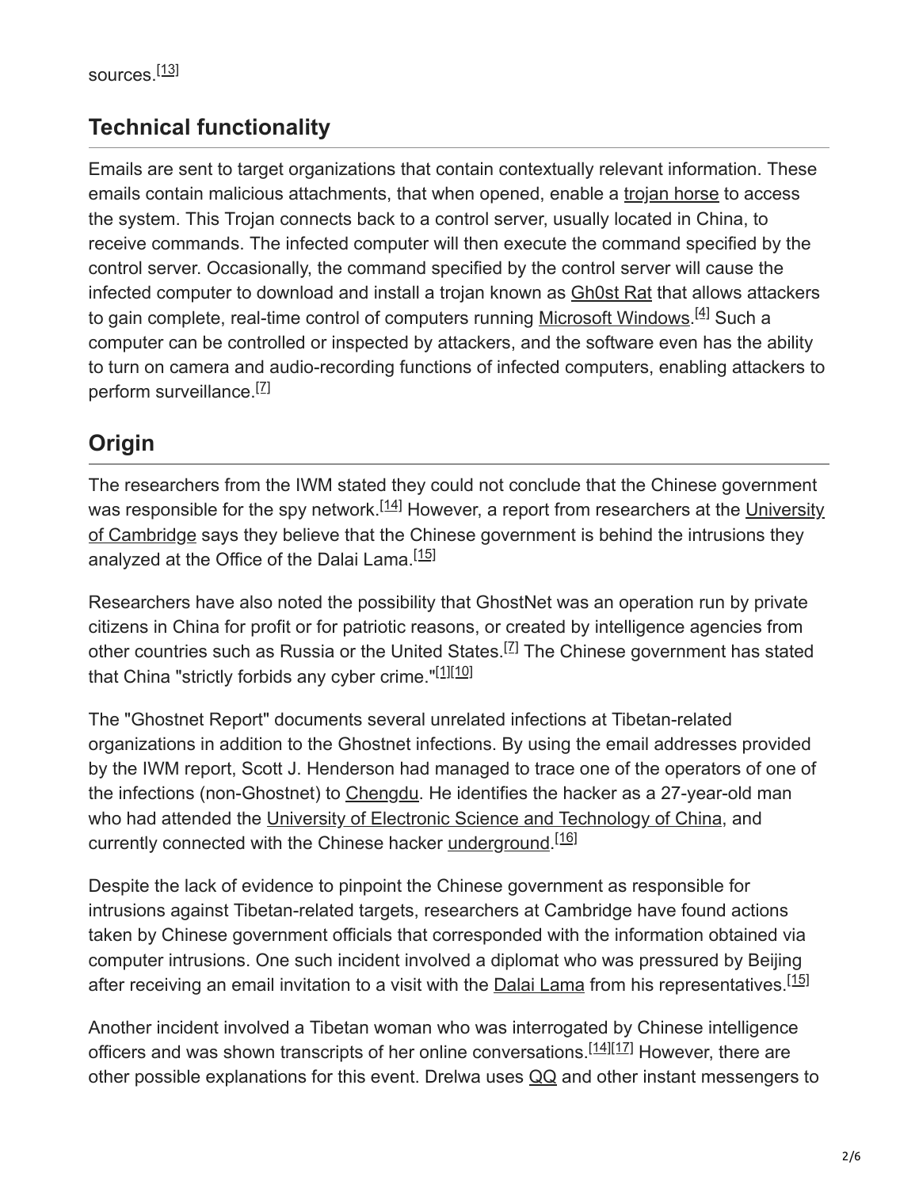sources.[13]

## Technical functionality

Emails are sent to target organizations that contain contextually relevant information. These emails contain malicious attachments, that when opened, enable a trojan horse to access the system. This Trojan connects back to a control server, usually located in China, to receive commands. The infected computer will then execute the command specified by the control server. Occasionally, the command specified by the control server will cause the infected computer to download and install a trojan known as Gh0st Rat that allows attackers to gain complete, real-time control of computers running Microsoft Windows.[4] Such a computer can be controlled or inspected by attackers, and the software even has the ability to turn on camera and audio-recording functions of infected computers, enabling attackers to perform surveillance.[7]

## Origin

The researchers from the IWM stated they could not conclude that the Chinese government was responsible for the spy network.[14] However, a report from researchers at the University of Cambridge says they believe that the Chinese government is behind the intrusions they analyzed at the Office of the Dalai Lama.[15]

Researchers have also noted the possibility that GhostNet was an operation run by private citizens in China for profit or for patriotic reasons, or created by intelligence agencies from other countries such as Russia or the United States.[7] The Chinese government has stated that China "strictly forbids any cyber crime."[1][10]

The "Ghostnet Report" documents several unrelated infections at Tibetan-related organizations in addition to the Ghostnet infections. By using the email addresses provided by the IWM report, Scott J. Henderson had managed to trace one of the operators of one of the infections (non-Ghostnet) to Chengdu. He identifies the hacker as a 27-year-old man who had attended the University of Electronic Science and Technology of China, and currently connected with the Chinese hacker underground.[16]

Despite the lack of evidence to pinpoint the Chinese government as responsible for intrusions against Tibetan-related targets, researchers at Cambridge have found actions taken by Chinese government officials that corresponded with the information obtained via computer intrusions. One such incident involved a diplomat who was pressured by Beijing after receiving an email invitation to a visit with the Dalai Lama from his representatives.[15]

Another incident involved a Tibetan woman who was interrogated by Chinese intelligence officers and was shown transcripts of her online conversations.[14][17] However, there are other possible explanations for this event. Drelwa uses QQ and other instant messengers to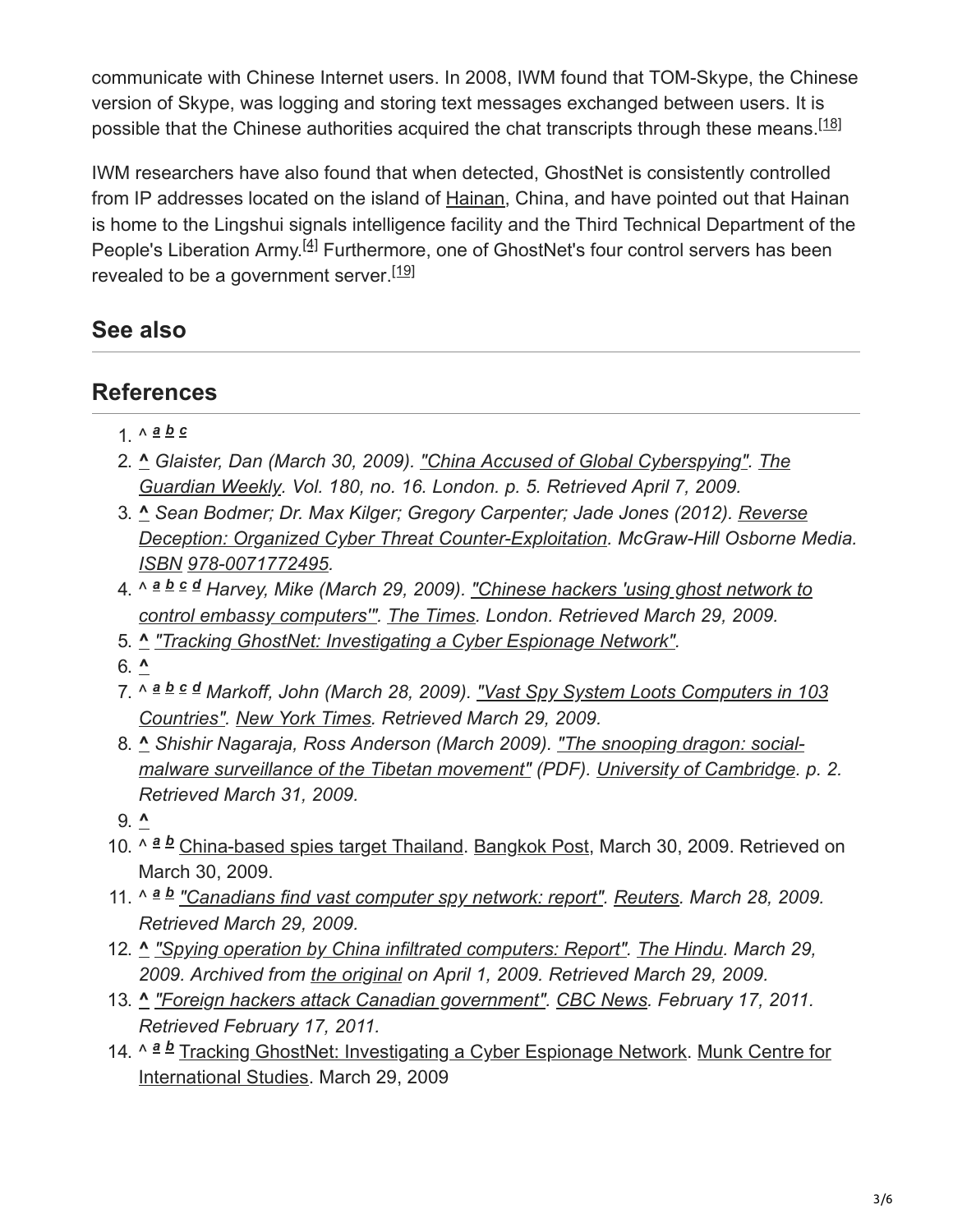communicate with Chinese Internet users. In 2008, IWM found that TOM-Skype, the Chinese version of Skype, was logging and storing text messages exchanged between users. It is possible that the Chinese authorities acquired the chat transcripts through these means.[18]

IWM researchers have also found that when detected, GhostNet is consistently controlled from IP addresses located on the island of Hainan, China, and have pointed out that Hainan is home to the Lingshui signals intelligence facility and the Third Technical Department of the People's Liberation Army.[4] Furthermore, one of GhostNet's four control servers has been revealed to be a government server.[19]

## See also

## References

1. ^ a b c
2. ^ *Glaister, Dan (March 30, 2009). "China Accused of Global Cyberspying". The Guardian Weekly. Vol. 180, no. 16. London. p. 5. Retrieved April 7, 2009.*
3. ^ *Sean Bodmer; Dr. Max Kilger; Gregory Carpenter; Jade Jones (2012). Reverse Deception: Organized Cyber Threat Counter-Exploitation. McGraw-Hill Osborne Media. ISBN 978-0071772495.*
4. ^ a b c d *Harvey, Mike (March 29, 2009). "Chinese hackers 'using ghost network to control embassy computers'". The Times. London. Retrieved March 29, 2009.*
5. ^ *"Tracking GhostNet: Investigating a Cyber Espionage Network".*
6. ^
7. ^ a b c d *Markoff, John (March 28, 2009). "Vast Spy System Loots Computers in 103 Countries". New York Times. Retrieved March 29, 2009.*
8. ^ *Shishir Nagaraja, Ross Anderson (March 2009). "The snooping dragon: social-malware surveillance of the Tibetan movement" (PDF). University of Cambridge. p. 2. Retrieved March 31, 2009.*
9. ^
10. ^ a b China-based spies target Thailand. Bangkok Post, March 30, 2009. Retrieved on March 30, 2009.
11. ^ a b *"Canadians find vast computer spy network: report". Reuters. March 28, 2009. Retrieved March 29, 2009.*
12. ^ *"Spying operation by China infiltrated computers: Report". The Hindu. March 29, 2009. Archived from the original on April 1, 2009. Retrieved March 29, 2009.*
13. ^ *"Foreign hackers attack Canadian government". CBC News. February 17, 2011. Retrieved February 17, 2011.*
14. ^ a b Tracking GhostNet: Investigating a Cyber Espionage Network. Munk Centre for International Studies. March 29, 2009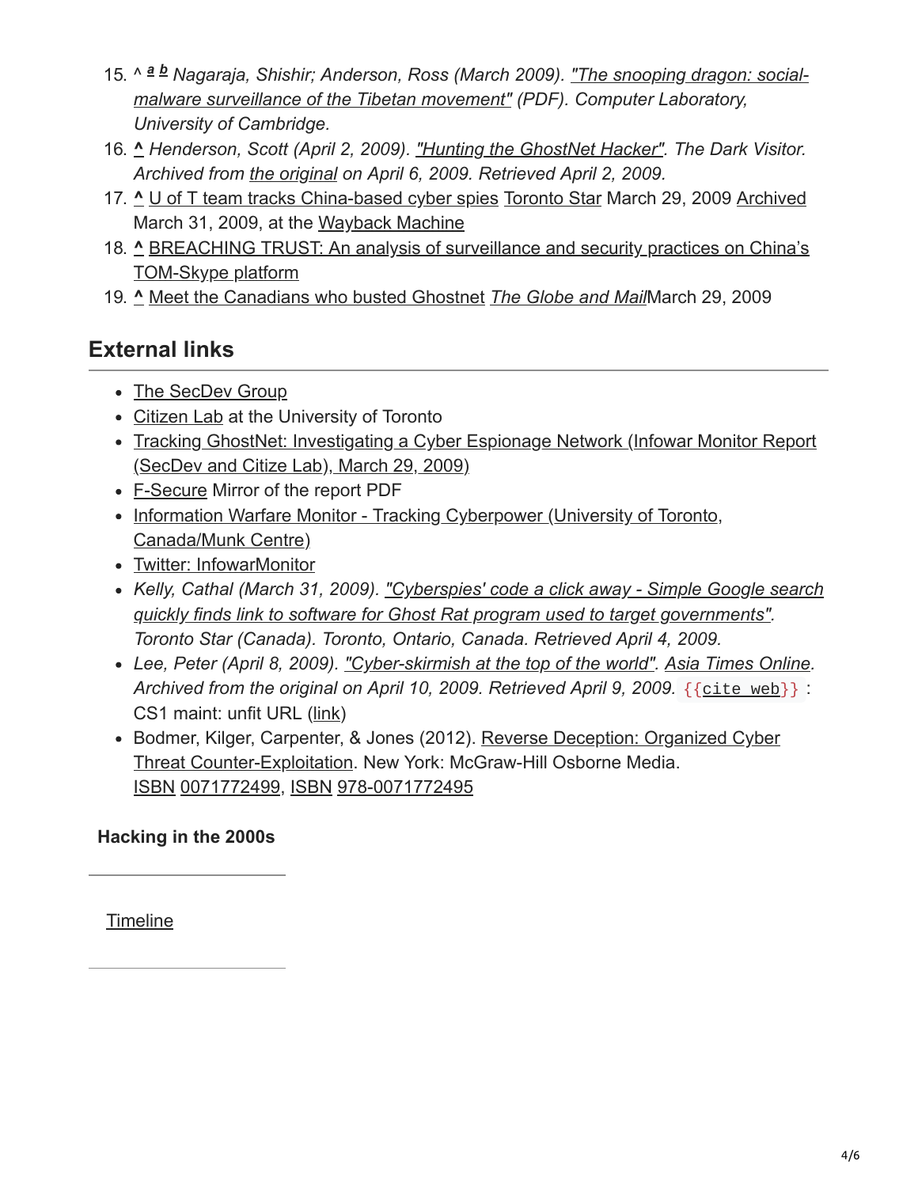15. ^ a b *Nagaraja, Shishir; Anderson, Ross (March 2009). "The snooping dragon: social-malware surveillance of the Tibetan movement" (PDF). Computer Laboratory, University of Cambridge.*
16. ^ *Henderson, Scott (April 2, 2009). "Hunting the GhostNet Hacker". The Dark Visitor. Archived from the original on April 6, 2009. Retrieved April 2, 2009.*
17. ^ U of T team tracks China-based cyber spies Toronto Star March 29, 2009 Archived March 31, 2009, at the Wayback Machine
18. ^ BREACHING TRUST: An analysis of surveillance and security practices on China's TOM-Skype platform
19. ^ Meet the Canadians who busted Ghostnet *The Globe and Mail* March 29, 2009

## External links

- The SecDev Group
- Citizen Lab at the University of Toronto
- Tracking GhostNet: Investigating a Cyber Espionage Network (Infowar Monitor Report (SecDev and Citize Lab), March 29, 2009)
- F-Secure Mirror of the report PDF
- Information Warfare Monitor - Tracking Cyberpower (University of Toronto, Canada/Munk Centre)
- Twitter: InfowarMonitor
- *Kelly, Cathal (March 31, 2009). "Cyberspies' code a click away - Simple Google search quickly finds link to software for Ghost Rat program used to target governments". Toronto Star (Canada). Toronto, Ontario, Canada. Retrieved April 4, 2009.*
- *Lee, Peter (April 8, 2009). "Cyber-skirmish at the top of the world". Asia Times Online. Archived from the original on April 10, 2009. Retrieved April 9, 2009.* {{cite web}}: CS1 maint: unfit URL (link)
- Bodmer, Kilger, Carpenter, & Jones (2012). Reverse Deception: Organized Cyber Threat Counter-Exploitation. New York: McGraw-Hill Osborne Media. ISBN 0071772499, ISBN 978-0071772495

**Hacking in the 2000s**

Timeline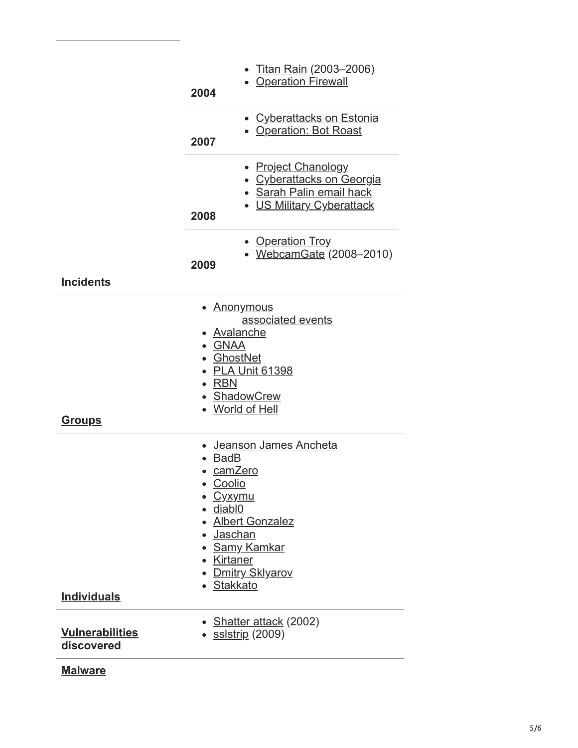| | | |
|---|---|---|
| **Incidents** | **2004** | - Titan Rain (2003–2006)<br>- Operation Firewall |
| | **2007** | - Cyberattacks on Estonia<br>- Operation: Bot Roast |
| | **2008** | - Project Chanology<br>- Cyberattacks on Georgia<br>- Sarah Palin email hack<br>- US Military Cyberattack |
| | **2009** | - Operation Troy<br>- WebcamGate (2008–2010) |
| **Groups** | | - Anonymous<br>  - associated events<br>- Avalanche<br>- GNAA<br>- GhostNet<br>- PLA Unit 61398<br>- RBN<br>- ShadowCrew<br>- World of Hell |
| **Individuals** | | - Jeanson James Ancheta<br>- BadB<br>- camZero<br>- Coolio<br>- Cyxymu<br>- diabl0<br>- Albert Gonzalez<br>- Jaschan<br>- Samy Kamkar<br>- Kirtaner<br>- Dmitry Sklyarov<br>- Stakkato |
| **Vulnerabilities discovered** | | - Shatter attack (2002)<br>- sslstrip (2009) |
| **Malware** | | |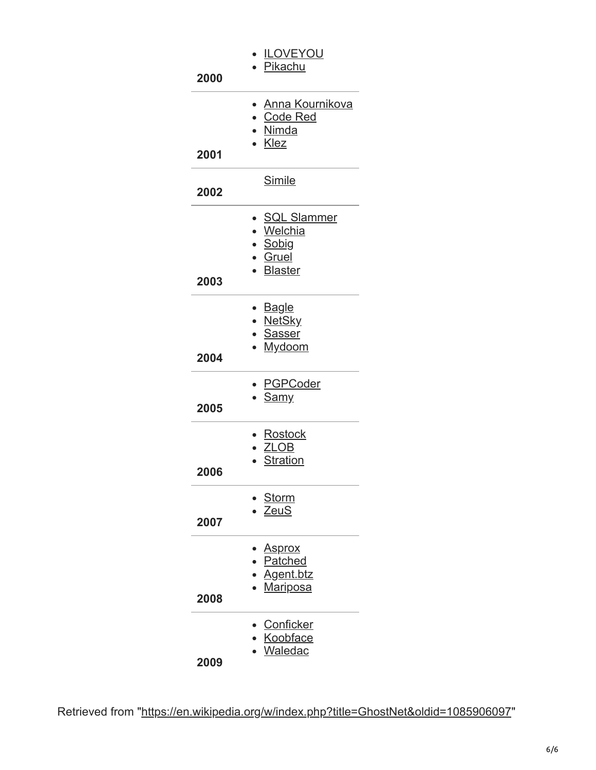| | |
|---|---|
| **2000** | • ILOVEYOU<br>• Pikachu |
| **2001** | • Anna Kournikova<br>• Code Red<br>• Nimda<br>• Klez |
| **2002** | Simile |
| **2003** | • SQL Slammer<br>• Welchia<br>• Sobig<br>• Gruel<br>• Blaster |
| **2004** | • Bagle<br>• NetSky<br>• Sasser<br>• Mydoom |
| **2005** | • PGPCoder<br>• Samy |
| **2006** | • Rostock<br>• ZLOB<br>• Stration |
| **2007** | • Storm<br>• ZeuS |
| **2008** | • Asprox<br>• Patched<br>• Agent.btz<br>• Mariposa |
| **2009** | • Conficker<br>• Koobface<br>• Waledac |

Retrieved from "https://en.wikipedia.org/w/index.php?title=GhostNet&oldid=1085906097"